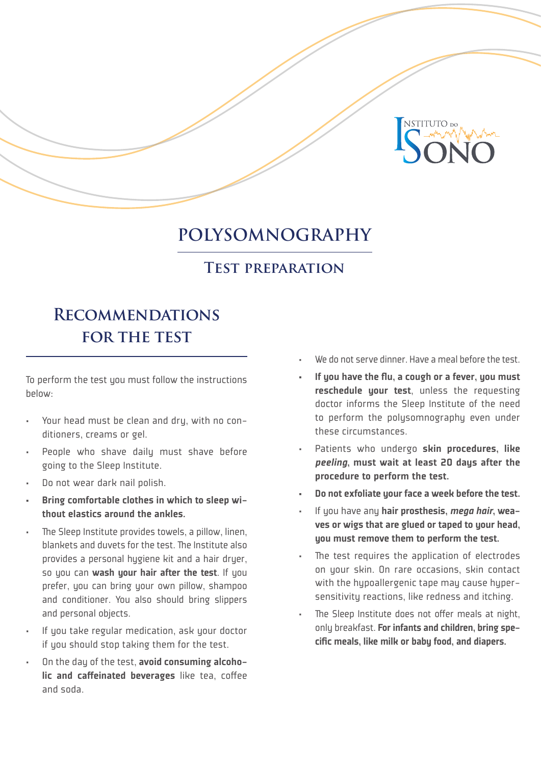Instituto do Sono

# Polysomnography

## Test preparation

## Recommendations for the test

To perform the test you must follow the instructions below:

- Your head must be clean and dry, with no conditioners, creams or gel.
- People who shave daily must shave before going to the Sleep Institute.
- Do not wear dark nail polish.
- **Bring comfortable clothes in which to sleep without elastics around the ankles.**
- The Sleep Institute provides towels, a pillow, linen, blankets and duvets for the test. The Institute also provides a personal hygiene kit and a hair dryer, so you can **wash your hair after the test**. If you prefer, you can bring your own pillow, shampoo and conditioner. You also should bring slippers and personal objects.
- If you take regular medication, ask your doctor if you should stop taking them for the test.
- On the day of the test, **avoid consuming alcoholic and caffeinated beverages** like tea, coffee and soda.
- We do not serve dinner. Have a meal before the test.
- **If you have the flu, a cough or a fever, you must reschedule your test**, unless the requesting doctor informs the Sleep Institute of the need to perform the polysomnography even under these circumstances.
- Patients who undergo **skin procedures, like *peeling*, must wait at least 20 days after the procedure to perform the test.**
- **Do not exfoliate your face a week before the test.**
- If you have any **hair prosthesis**, ***mega hair***, **weaves or wigs that are glued or taped to your head, you must remove them to perform the test.**
- The test requires the application of electrodes on your skin. On rare occasions, skin contact with the hypoallergenic tape may cause hypersensitivity reactions, like redness and itching.
- The Sleep Institute does not offer meals at night, only breakfast. **For infants and children, bring specific meals, like milk or baby food, and diapers.**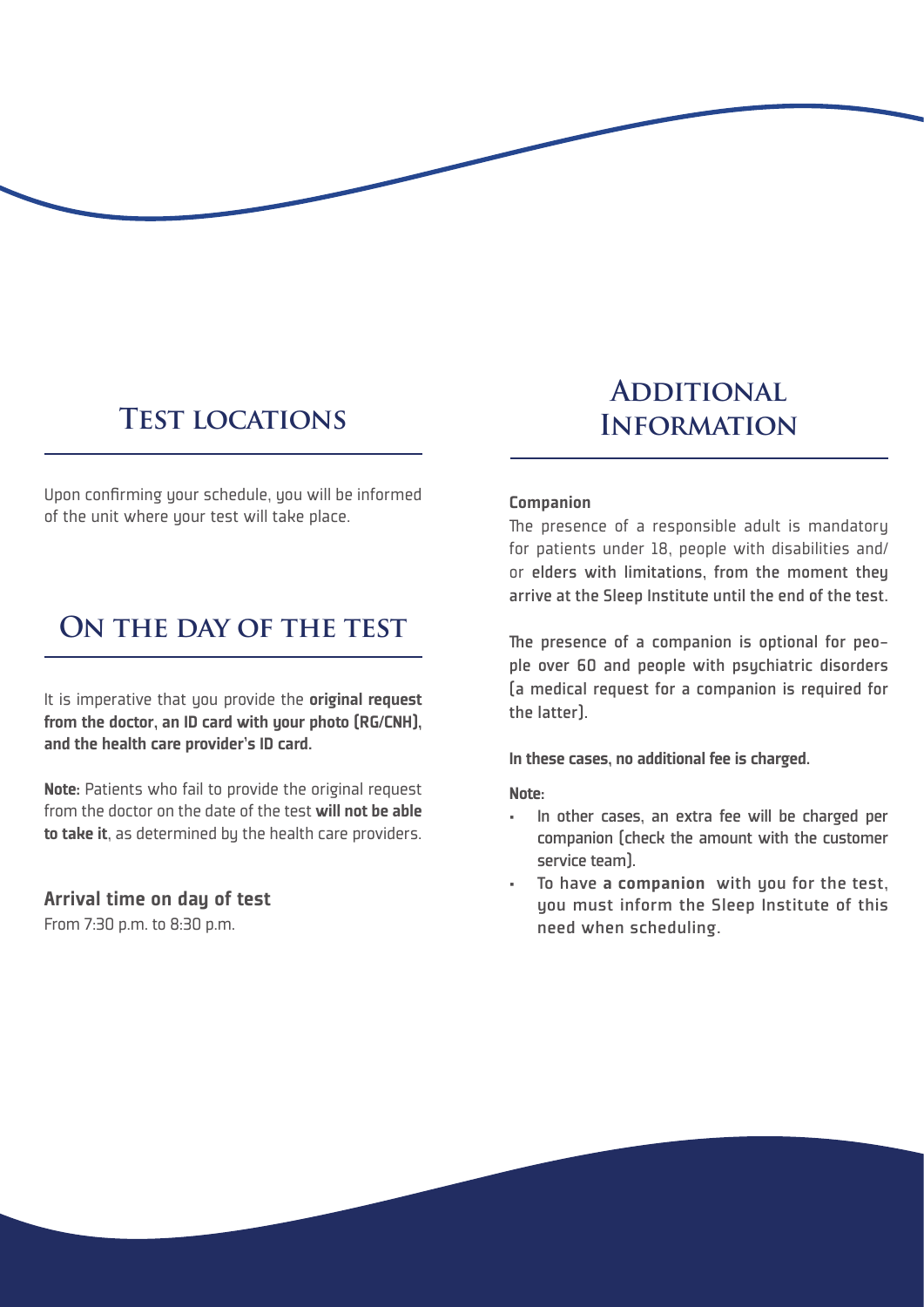## Test locations

Upon confirming your schedule, you will be informed of the unit where your test will take place.

## On the day of the test

It is imperative that you provide the **original request from the doctor, an ID card with your photo (RG/CNH), and the health care provider's ID card.**

**Note:** Patients who fail to provide the original request from the doctor on the date of the test **will not be able to take it**, as determined by the health care providers.

### Arrival time on day of test

From 7:30 p.m. to 8:30 p.m.

## Additional Information

**Companion**

The presence of a responsible adult is mandatory for patients under 18, people with disabilities and/or elders with limitations, from the moment they arrive at the Sleep Institute until the end of the test.

The presence of a companion is optional for people over 60 and people with psychiatric disorders (a medical request for a companion is required for the latter).

**In these cases, no additional fee is charged.**

**Note:**

- In other cases, an extra fee will be charged per companion (check the amount with the customer service team).
- To have **a companion** with you for the test, you must inform the Sleep Institute of this need when scheduling.